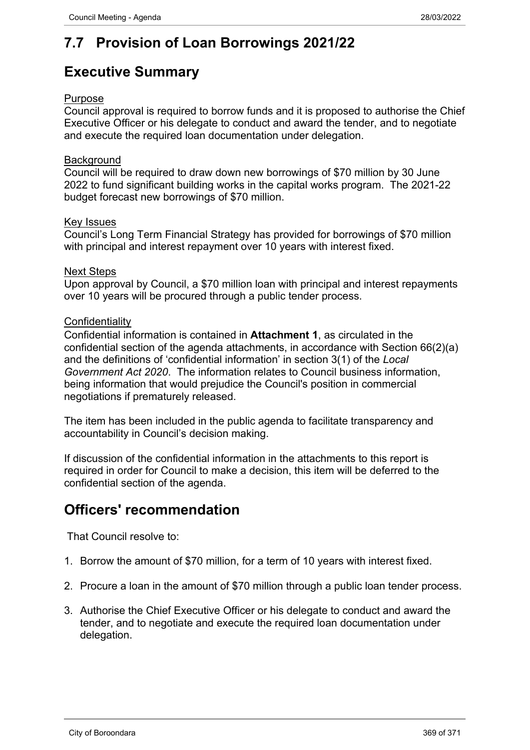## 7.7 Provision of Loan Borrowings 2021/22

## Executive Summary

Purpose

Council approval is required to borrow funds and it is proposed to authorise the Chief Executive Officer or his delegate to conduct and award the tender, and to negotiate and execute the required loan documentation under delegation.

Background

Council will be required to draw down new borrowings of $70 million by 30 June 2022 to fund significant building works in the capital works program. The 2021-22 budget forecast new borrowings of $70 million.

Key Issues

Council's Long Term Financial Strategy has provided for borrowings of $70 million with principal and interest repayment over 10 years with interest fixed.

Next Steps

Upon approval by Council, a $70 million loan with principal and interest repayments over 10 years will be procured through a public tender process.

Confidentiality

Confidential information is contained in **Attachment 1**, as circulated in the confidential section of the agenda attachments, in accordance with Section 66(2)(a) and the definitions of 'confidential information' in section 3(1) of the *Local Government Act 2020*. The information relates to Council business information, being information that would prejudice the Council's position in commercial negotiations if prematurely released.

The item has been included in the public agenda to facilitate transparency and accountability in Council's decision making.

If discussion of the confidential information in the attachments to this report is required in order for Council to make a decision, this item will be deferred to the confidential section of the agenda.

## Officers' recommendation

That Council resolve to:

1. Borrow the amount of $70 million, for a term of 10 years with interest fixed.
2. Procure a loan in the amount of $70 million through a public loan tender process.
3. Authorise the Chief Executive Officer or his delegate to conduct and award the tender, and to negotiate and execute the required loan documentation under delegation.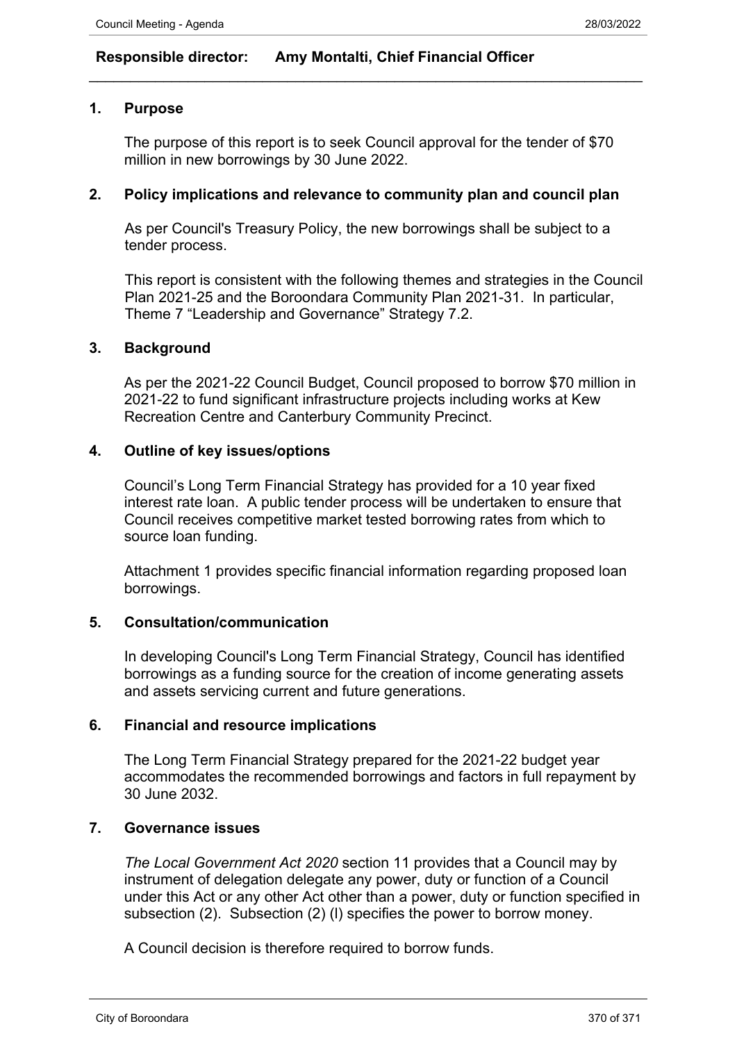**Responsible director: Amy Montalti, Chief Financial Officer**

---

## 1. Purpose

The purpose of this report is to seek Council approval for the tender of $70 million in new borrowings by 30 June 2022.

## 2. Policy implications and relevance to community plan and council plan

As per Council's Treasury Policy, the new borrowings shall be subject to a tender process.

This report is consistent with the following themes and strategies in the Council Plan 2021-25 and the Boroondara Community Plan 2021-31. In particular, Theme 7 "Leadership and Governance" Strategy 7.2.

## 3. Background

As per the 2021-22 Council Budget, Council proposed to borrow $70 million in 2021-22 to fund significant infrastructure projects including works at Kew Recreation Centre and Canterbury Community Precinct.

## 4. Outline of key issues/options

Council's Long Term Financial Strategy has provided for a 10 year fixed interest rate loan. A public tender process will be undertaken to ensure that Council receives competitive market tested borrowing rates from which to source loan funding.

Attachment 1 provides specific financial information regarding proposed loan borrowings.

## 5. Consultation/communication

In developing Council's Long Term Financial Strategy, Council has identified borrowings as a funding source for the creation of income generating assets and assets servicing current and future generations.

## 6. Financial and resource implications

The Long Term Financial Strategy prepared for the 2021-22 budget year accommodates the recommended borrowings and factors in full repayment by 30 June 2032.

## 7. Governance issues

*The Local Government Act 2020* section 11 provides that a Council may by instrument of delegation delegate any power, duty or function of a Council under this Act or any other Act other than a power, duty or function specified in subsection (2). Subsection (2) (l) specifies the power to borrow money.

A Council decision is therefore required to borrow funds.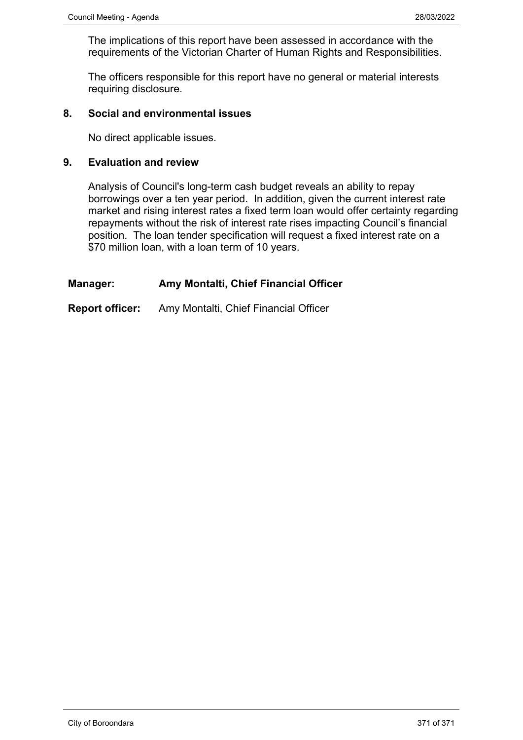The implications of this report have been assessed in accordance with the requirements of the Victorian Charter of Human Rights and Responsibilities.

The officers responsible for this report have no general or material interests requiring disclosure.

## 8. Social and environmental issues

No direct applicable issues.

## 9. Evaluation and review

Analysis of Council's long-term cash budget reveals an ability to repay borrowings over a ten year period. In addition, given the current interest rate market and rising interest rates a fixed term loan would offer certainty regarding repayments without the risk of interest rate rises impacting Council's financial position. The loan tender specification will request a fixed interest rate on a $70 million loan, with a loan term of 10 years.

**Manager:** **Amy Montalti, Chief Financial Officer**

**Report officer:** Amy Montalti, Chief Financial Officer